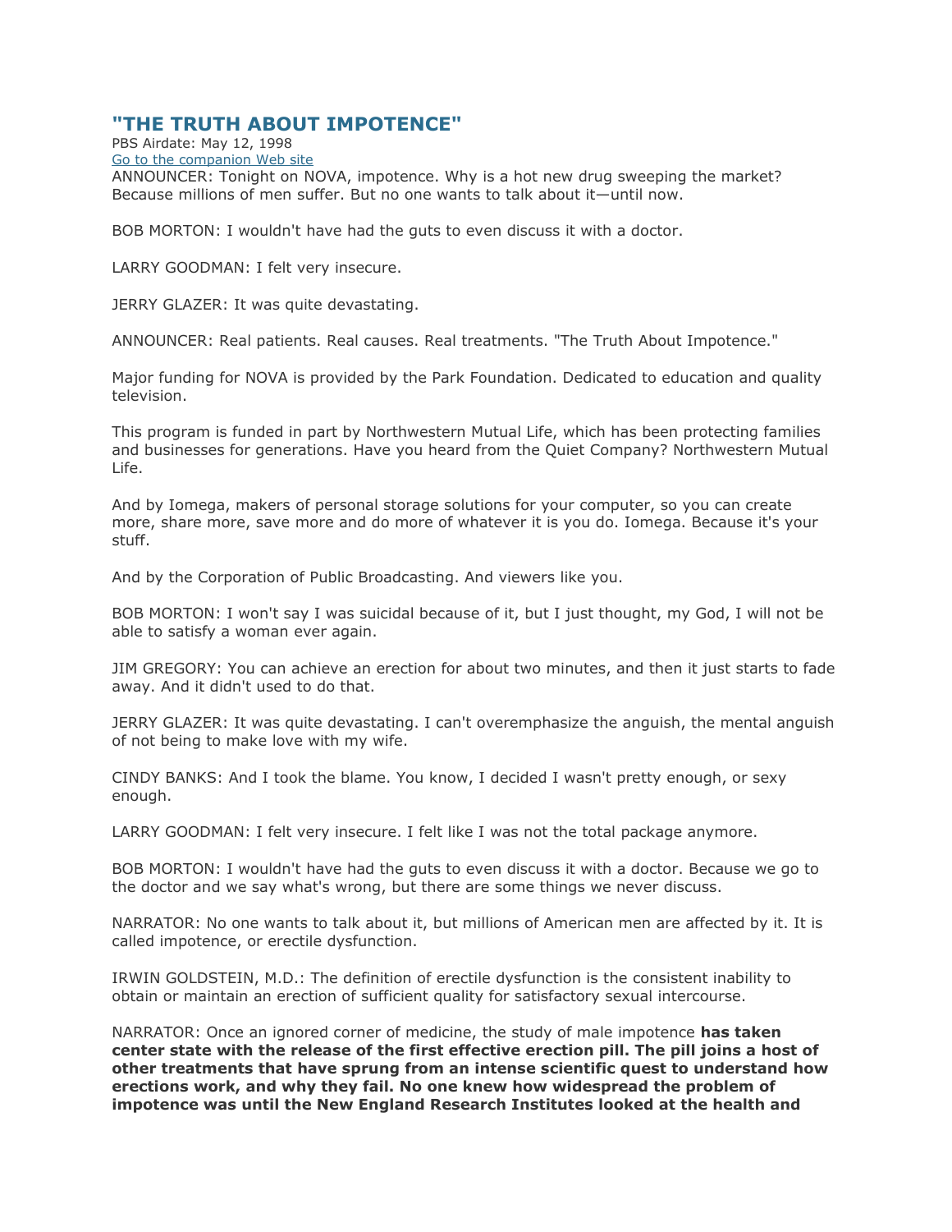# "THE TRUTH ABOUT IMPOTENCE"

PBS Airdate: May 12, 1998

Go to the companion Web site

ANNOUNCER: Tonight on NOVA, impotence. Why is a hot new drug sweeping the market? Because millions of men suffer. But no one wants to talk about it—until now.

BOB MORTON: I wouldn't have had the guts to even discuss it with a doctor.

LARRY GOODMAN: I felt very insecure.

JERRY GLAZER: It was quite devastating.

ANNOUNCER: Real patients. Real causes. Real treatments. "The Truth About Impotence."

Major funding for NOVA is provided by the Park Foundation. Dedicated to education and quality television.

This program is funded in part by Northwestern Mutual Life, which has been protecting families and businesses for generations. Have you heard from the Quiet Company? Northwestern Mutual Life.

And by Iomega, makers of personal storage solutions for your computer, so you can create more, share more, save more and do more of whatever it is you do. Iomega. Because it's your stuff.

And by the Corporation of Public Broadcasting. And viewers like you.

BOB MORTON: I won't say I was suicidal because of it, but I just thought, my God, I will not be able to satisfy a woman ever again.

JIM GREGORY: You can achieve an erection for about two minutes, and then it just starts to fade away. And it didn't used to do that.

JERRY GLAZER: It was quite devastating. I can't overemphasize the anguish, the mental anguish of not being to make love with my wife.

CINDY BANKS: And I took the blame. You know, I decided I wasn't pretty enough, or sexy enough.

LARRY GOODMAN: I felt very insecure. I felt like I was not the total package anymore.

BOB MORTON: I wouldn't have had the guts to even discuss it with a doctor. Because we go to the doctor and we say what's wrong, but there are some things we never discuss.

NARRATOR: No one wants to talk about it, but millions of American men are affected by it. It is called impotence, or erectile dysfunction.

IRWIN GOLDSTEIN, M.D.: The definition of erectile dysfunction is the consistent inability to obtain or maintain an erection of sufficient quality for satisfactory sexual intercourse.

NARRATOR: Once an ignored corner of medicine, the study of male impotence **has taken center state with the release of the first effective erection pill. The pill joins a host of other treatments that have sprung from an intense scientific quest to understand how erections work, and why they fail. No one knew how widespread the problem of impotence was until the New England Research Institutes looked at the health and**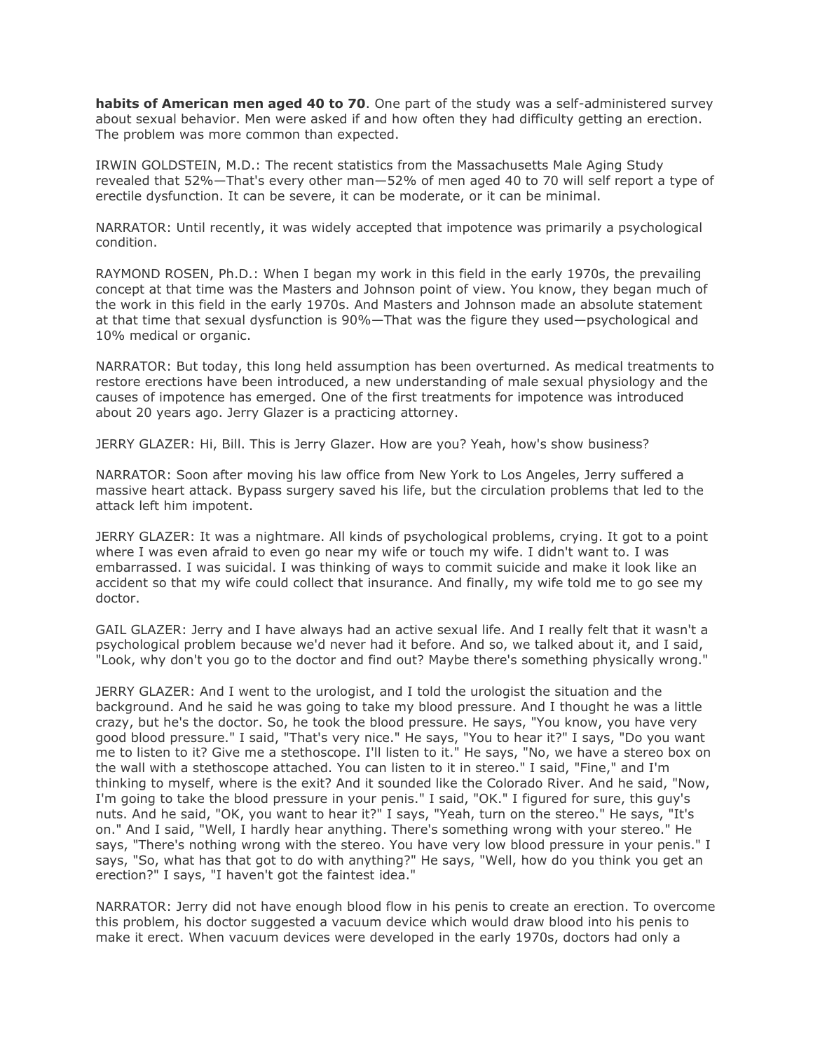**habits of American men aged 40 to 70**. One part of the study was a self-administered survey about sexual behavior. Men were asked if and how often they had difficulty getting an erection. The problem was more common than expected.

IRWIN GOLDSTEIN, M.D.: The recent statistics from the Massachusetts Male Aging Study revealed that 52%—That's every other man—52% of men aged 40 to 70 will self report a type of erectile dysfunction. It can be severe, it can be moderate, or it can be minimal.

NARRATOR: Until recently, it was widely accepted that impotence was primarily a psychological condition.

RAYMOND ROSEN, Ph.D.: When I began my work in this field in the early 1970s, the prevailing concept at that time was the Masters and Johnson point of view. You know, they began much of the work in this field in the early 1970s. And Masters and Johnson made an absolute statement at that time that sexual dysfunction is 90%—That was the figure they used—psychological and 10% medical or organic.

NARRATOR: But today, this long held assumption has been overturned. As medical treatments to restore erections have been introduced, a new understanding of male sexual physiology and the causes of impotence has emerged. One of the first treatments for impotence was introduced about 20 years ago. Jerry Glazer is a practicing attorney.

JERRY GLAZER: Hi, Bill. This is Jerry Glazer. How are you? Yeah, how's show business?

NARRATOR: Soon after moving his law office from New York to Los Angeles, Jerry suffered a massive heart attack. Bypass surgery saved his life, but the circulation problems that led to the attack left him impotent.

JERRY GLAZER: It was a nightmare. All kinds of psychological problems, crying. It got to a point where I was even afraid to even go near my wife or touch my wife. I didn't want to. I was embarrassed. I was suicidal. I was thinking of ways to commit suicide and make it look like an accident so that my wife could collect that insurance. And finally, my wife told me to go see my doctor.

GAIL GLAZER: Jerry and I have always had an active sexual life. And I really felt that it wasn't a psychological problem because we'd never had it before. And so, we talked about it, and I said, "Look, why don't you go to the doctor and find out? Maybe there's something physically wrong."

JERRY GLAZER: And I went to the urologist, and I told the urologist the situation and the background. And he said he was going to take my blood pressure. And I thought he was a little crazy, but he's the doctor. So, he took the blood pressure. He says, "You know, you have very good blood pressure." I said, "That's very nice." He says, "You to hear it?" I says, "Do you want me to listen to it? Give me a stethoscope. I'll listen to it." He says, "No, we have a stereo box on the wall with a stethoscope attached. You can listen to it in stereo." I said, "Fine," and I'm thinking to myself, where is the exit? And it sounded like the Colorado River. And he said, "Now, I'm going to take the blood pressure in your penis." I said, "OK." I figured for sure, this guy's nuts. And he said, "OK, you want to hear it?" I says, "Yeah, turn on the stereo." He says, "It's on." And I said, "Well, I hardly hear anything. There's something wrong with your stereo." He says, "There's nothing wrong with the stereo. You have very low blood pressure in your penis." I says, "So, what has that got to do with anything?" He says, "Well, how do you think you get an erection?" I says, "I haven't got the faintest idea."

NARRATOR: Jerry did not have enough blood flow in his penis to create an erection. To overcome this problem, his doctor suggested a vacuum device which would draw blood into his penis to make it erect. When vacuum devices were developed in the early 1970s, doctors had only a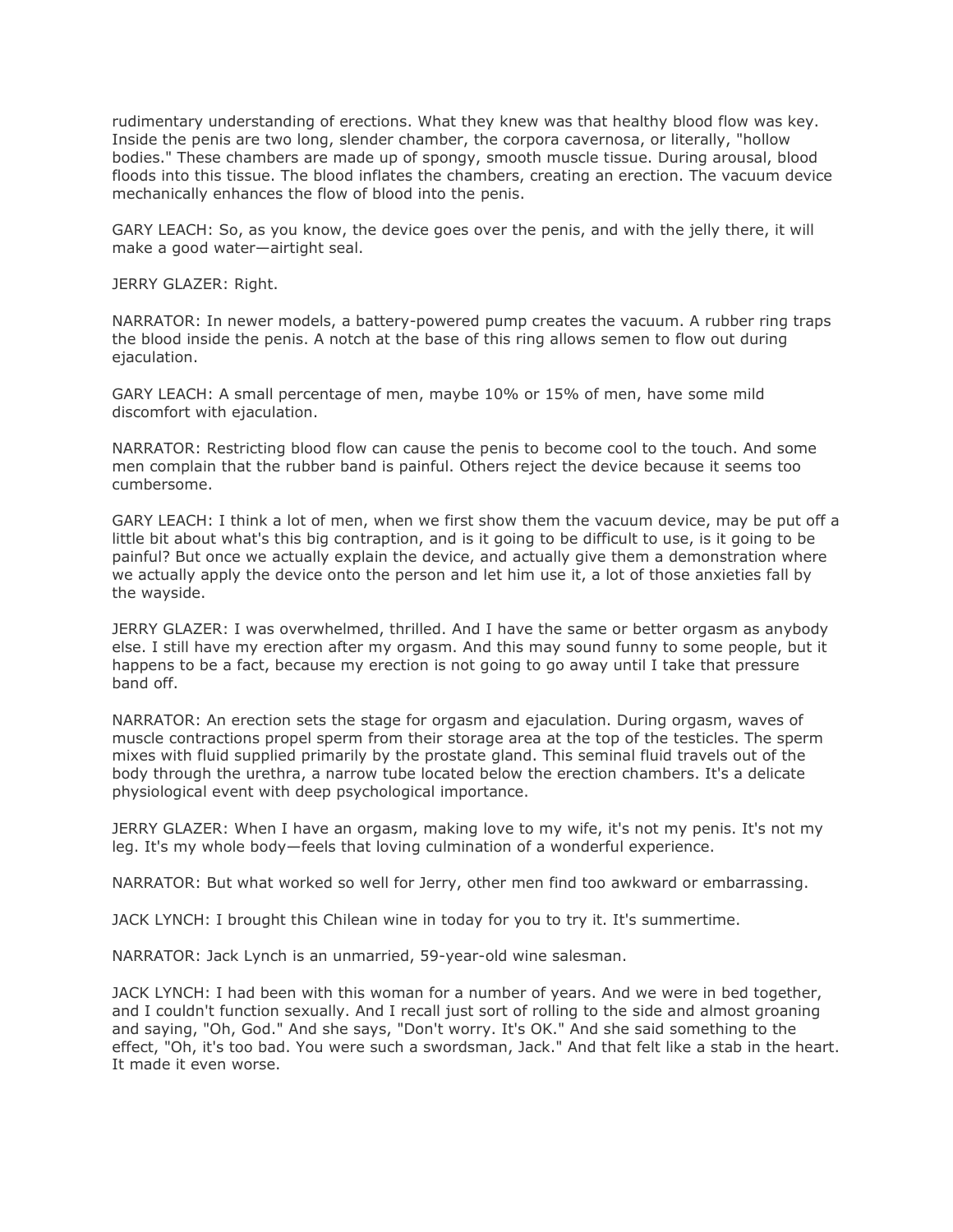rudimentary understanding of erections. What they knew was that healthy blood flow was key. Inside the penis are two long, slender chamber, the corpora cavernosa, or literally, "hollow bodies." These chambers are made up of spongy, smooth muscle tissue. During arousal, blood floods into this tissue. The blood inflates the chambers, creating an erection. The vacuum device mechanically enhances the flow of blood into the penis.

GARY LEACH: So, as you know, the device goes over the penis, and with the jelly there, it will make a good water—airtight seal.

JERRY GLAZER: Right.

NARRATOR: In newer models, a battery-powered pump creates the vacuum. A rubber ring traps the blood inside the penis. A notch at the base of this ring allows semen to flow out during ejaculation.

GARY LEACH: A small percentage of men, maybe 10% or 15% of men, have some mild discomfort with ejaculation.

NARRATOR: Restricting blood flow can cause the penis to become cool to the touch. And some men complain that the rubber band is painful. Others reject the device because it seems too cumbersome.

GARY LEACH: I think a lot of men, when we first show them the vacuum device, may be put off a little bit about what's this big contraption, and is it going to be difficult to use, is it going to be painful? But once we actually explain the device, and actually give them a demonstration where we actually apply the device onto the person and let him use it, a lot of those anxieties fall by the wayside.

JERRY GLAZER: I was overwhelmed, thrilled. And I have the same or better orgasm as anybody else. I still have my erection after my orgasm. And this may sound funny to some people, but it happens to be a fact, because my erection is not going to go away until I take that pressure band off.

NARRATOR: An erection sets the stage for orgasm and ejaculation. During orgasm, waves of muscle contractions propel sperm from their storage area at the top of the testicles. The sperm mixes with fluid supplied primarily by the prostate gland. This seminal fluid travels out of the body through the urethra, a narrow tube located below the erection chambers. It's a delicate physiological event with deep psychological importance.

JERRY GLAZER: When I have an orgasm, making love to my wife, it's not my penis. It's not my leg. It's my whole body—feels that loving culmination of a wonderful experience.

NARRATOR: But what worked so well for Jerry, other men find too awkward or embarrassing.

JACK LYNCH: I brought this Chilean wine in today for you to try it. It's summertime.

NARRATOR: Jack Lynch is an unmarried, 59-year-old wine salesman.

JACK LYNCH: I had been with this woman for a number of years. And we were in bed together, and I couldn't function sexually. And I recall just sort of rolling to the side and almost groaning and saying, "Oh, God." And she says, "Don't worry. It's OK." And she said something to the effect, "Oh, it's too bad. You were such a swordsman, Jack." And that felt like a stab in the heart. It made it even worse.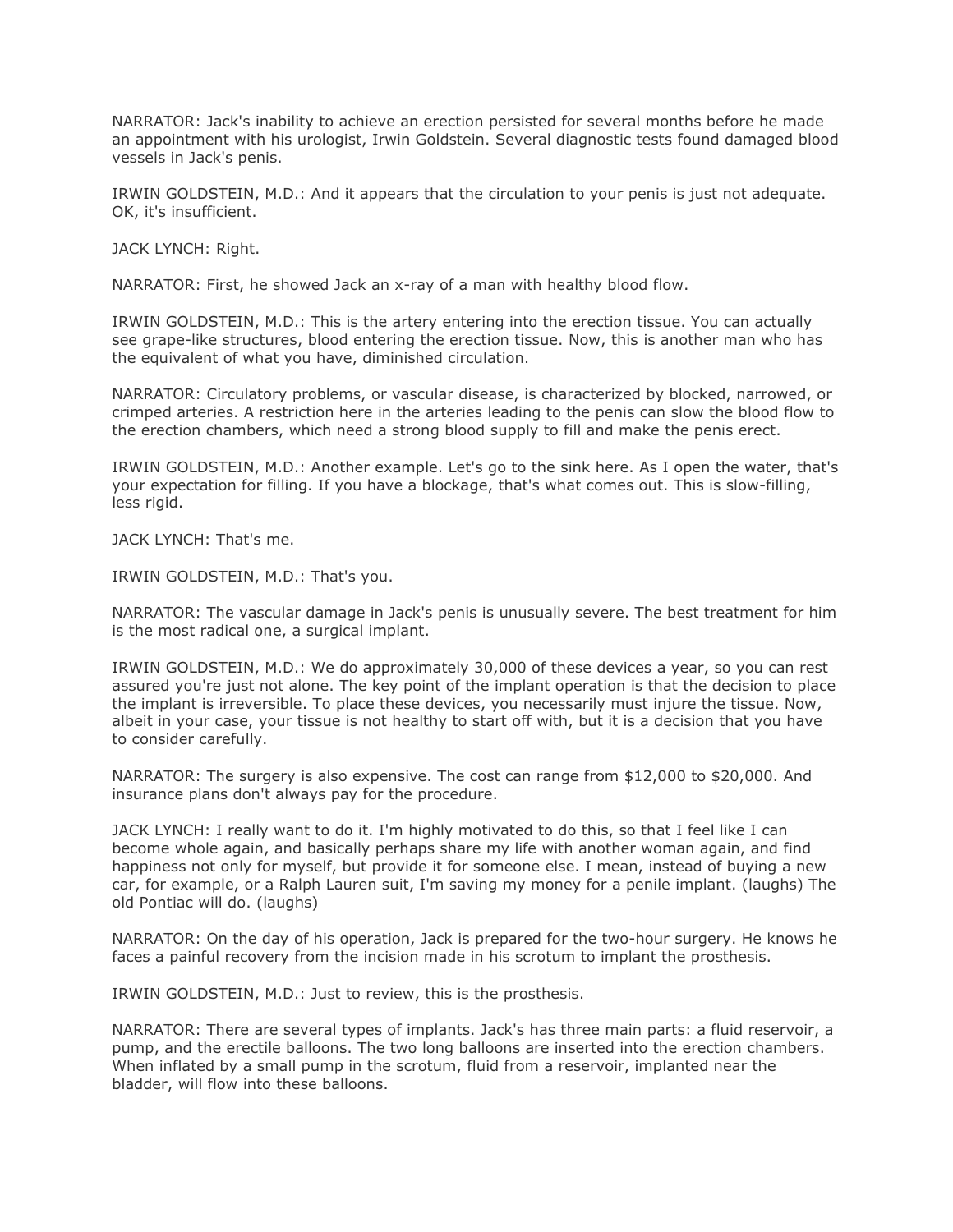NARRATOR: Jack's inability to achieve an erection persisted for several months before he made an appointment with his urologist, Irwin Goldstein. Several diagnostic tests found damaged blood vessels in Jack's penis.

IRWIN GOLDSTEIN, M.D.: And it appears that the circulation to your penis is just not adequate. OK, it's insufficient.

JACK LYNCH: Right.

NARRATOR: First, he showed Jack an x-ray of a man with healthy blood flow.

IRWIN GOLDSTEIN, M.D.: This is the artery entering into the erection tissue. You can actually see grape-like structures, blood entering the erection tissue. Now, this is another man who has the equivalent of what you have, diminished circulation.

NARRATOR: Circulatory problems, or vascular disease, is characterized by blocked, narrowed, or crimped arteries. A restriction here in the arteries leading to the penis can slow the blood flow to the erection chambers, which need a strong blood supply to fill and make the penis erect.

IRWIN GOLDSTEIN, M.D.: Another example. Let's go to the sink here. As I open the water, that's your expectation for filling. If you have a blockage, that's what comes out. This is slow-filling, less rigid.

JACK LYNCH: That's me.

IRWIN GOLDSTEIN, M.D.: That's you.

NARRATOR: The vascular damage in Jack's penis is unusually severe. The best treatment for him is the most radical one, a surgical implant.

IRWIN GOLDSTEIN, M.D.: We do approximately 30,000 of these devices a year, so you can rest assured you're just not alone. The key point of the implant operation is that the decision to place the implant is irreversible. To place these devices, you necessarily must injure the tissue. Now, albeit in your case, your tissue is not healthy to start off with, but it is a decision that you have to consider carefully.

NARRATOR: The surgery is also expensive. The cost can range from $12,000 to $20,000. And insurance plans don't always pay for the procedure.

JACK LYNCH: I really want to do it. I'm highly motivated to do this, so that I feel like I can become whole again, and basically perhaps share my life with another woman again, and find happiness not only for myself, but provide it for someone else. I mean, instead of buying a new car, for example, or a Ralph Lauren suit, I'm saving my money for a penile implant. (laughs) The old Pontiac will do. (laughs)

NARRATOR: On the day of his operation, Jack is prepared for the two-hour surgery. He knows he faces a painful recovery from the incision made in his scrotum to implant the prosthesis.

IRWIN GOLDSTEIN, M.D.: Just to review, this is the prosthesis.

NARRATOR: There are several types of implants. Jack's has three main parts: a fluid reservoir, a pump, and the erectile balloons. The two long balloons are inserted into the erection chambers. When inflated by a small pump in the scrotum, fluid from a reservoir, implanted near the bladder, will flow into these balloons.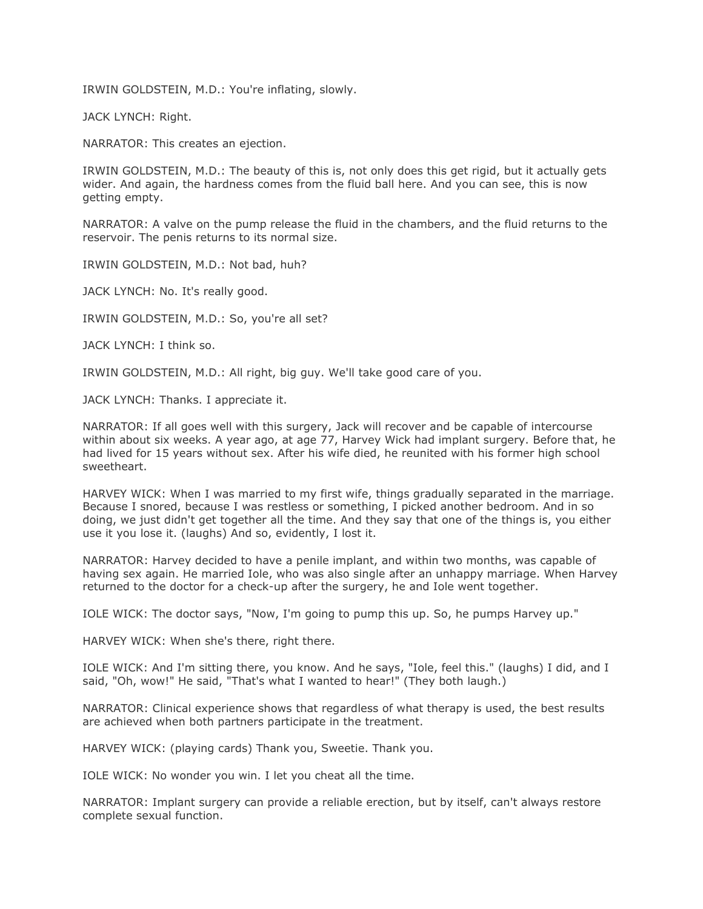IRWIN GOLDSTEIN, M.D.: You're inflating, slowly.

JACK LYNCH: Right.

NARRATOR: This creates an ejection.

IRWIN GOLDSTEIN, M.D.: The beauty of this is, not only does this get rigid, but it actually gets wider. And again, the hardness comes from the fluid ball here. And you can see, this is now getting empty.

NARRATOR: A valve on the pump release the fluid in the chambers, and the fluid returns to the reservoir. The penis returns to its normal size.

IRWIN GOLDSTEIN, M.D.: Not bad, huh?

JACK LYNCH: No. It's really good.

IRWIN GOLDSTEIN, M.D.: So, you're all set?

JACK LYNCH: I think so.

IRWIN GOLDSTEIN, M.D.: All right, big guy. We'll take good care of you.

JACK LYNCH: Thanks. I appreciate it.

NARRATOR: If all goes well with this surgery, Jack will recover and be capable of intercourse within about six weeks. A year ago, at age 77, Harvey Wick had implant surgery. Before that, he had lived for 15 years without sex. After his wife died, he reunited with his former high school sweetheart.

HARVEY WICK: When I was married to my first wife, things gradually separated in the marriage. Because I snored, because I was restless or something, I picked another bedroom. And in so doing, we just didn't get together all the time. And they say that one of the things is, you either use it you lose it. (laughs) And so, evidently, I lost it.

NARRATOR: Harvey decided to have a penile implant, and within two months, was capable of having sex again. He married Iole, who was also single after an unhappy marriage. When Harvey returned to the doctor for a check-up after the surgery, he and Iole went together.

IOLE WICK: The doctor says, "Now, I'm going to pump this up. So, he pumps Harvey up."

HARVEY WICK: When she's there, right there.

IOLE WICK: And I'm sitting there, you know. And he says, "Iole, feel this." (laughs) I did, and I said, "Oh, wow!" He said, "That's what I wanted to hear!" (They both laugh.)

NARRATOR: Clinical experience shows that regardless of what therapy is used, the best results are achieved when both partners participate in the treatment.

HARVEY WICK: (playing cards) Thank you, Sweetie. Thank you.

IOLE WICK: No wonder you win. I let you cheat all the time.

NARRATOR: Implant surgery can provide a reliable erection, but by itself, can't always restore complete sexual function.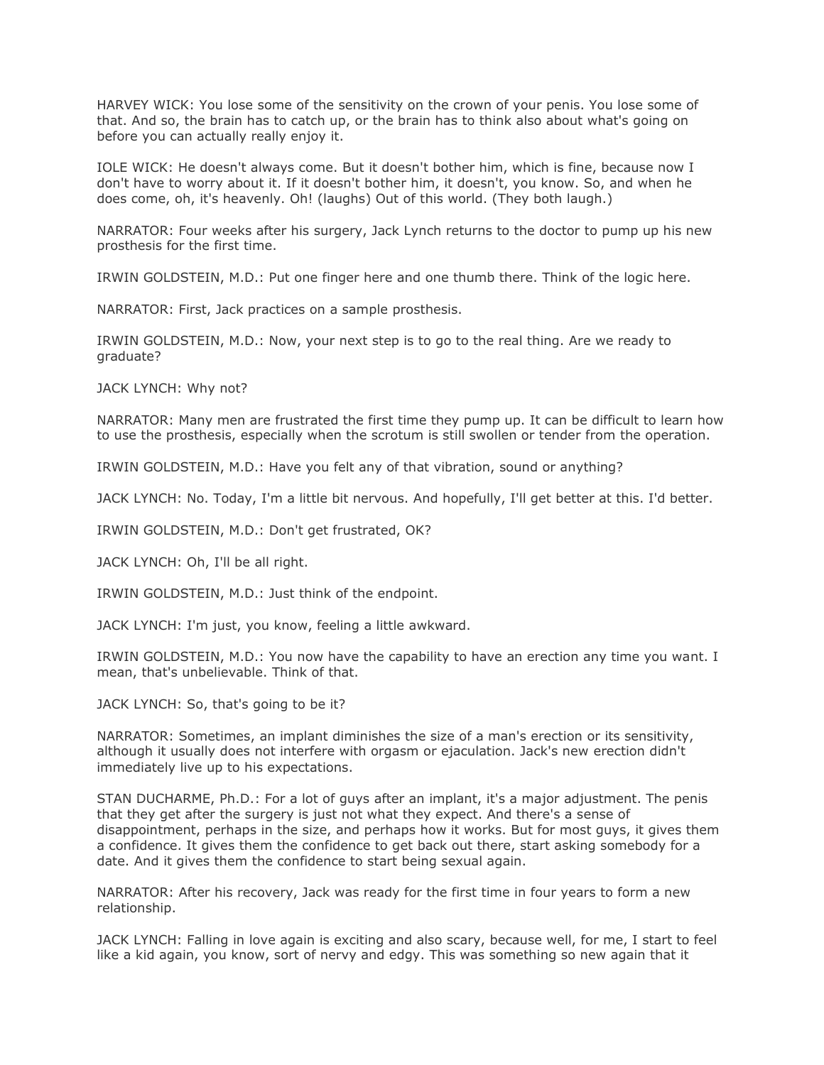HARVEY WICK: You lose some of the sensitivity on the crown of your penis. You lose some of that. And so, the brain has to catch up, or the brain has to think also about what's going on before you can actually really enjoy it.

IOLE WICK: He doesn't always come. But it doesn't bother him, which is fine, because now I don't have to worry about it. If it doesn't bother him, it doesn't, you know. So, and when he does come, oh, it's heavenly. Oh! (laughs) Out of this world. (They both laugh.)

NARRATOR: Four weeks after his surgery, Jack Lynch returns to the doctor to pump up his new prosthesis for the first time.

IRWIN GOLDSTEIN, M.D.: Put one finger here and one thumb there. Think of the logic here.

NARRATOR: First, Jack practices on a sample prosthesis.

IRWIN GOLDSTEIN, M.D.: Now, your next step is to go to the real thing. Are we ready to graduate?

JACK LYNCH: Why not?

NARRATOR: Many men are frustrated the first time they pump up. It can be difficult to learn how to use the prosthesis, especially when the scrotum is still swollen or tender from the operation.

IRWIN GOLDSTEIN, M.D.: Have you felt any of that vibration, sound or anything?

JACK LYNCH: No. Today, I'm a little bit nervous. And hopefully, I'll get better at this. I'd better.

IRWIN GOLDSTEIN, M.D.: Don't get frustrated, OK?

JACK LYNCH: Oh, I'll be all right.

IRWIN GOLDSTEIN, M.D.: Just think of the endpoint.

JACK LYNCH: I'm just, you know, feeling a little awkward.

IRWIN GOLDSTEIN, M.D.: You now have the capability to have an erection any time you want. I mean, that's unbelievable. Think of that.

JACK LYNCH: So, that's going to be it?

NARRATOR: Sometimes, an implant diminishes the size of a man's erection or its sensitivity, although it usually does not interfere with orgasm or ejaculation. Jack's new erection didn't immediately live up to his expectations.

STAN DUCHARME, Ph.D.: For a lot of guys after an implant, it's a major adjustment. The penis that they get after the surgery is just not what they expect. And there's a sense of disappointment, perhaps in the size, and perhaps how it works. But for most guys, it gives them a confidence. It gives them the confidence to get back out there, start asking somebody for a date. And it gives them the confidence to start being sexual again.

NARRATOR: After his recovery, Jack was ready for the first time in four years to form a new relationship.

JACK LYNCH: Falling in love again is exciting and also scary, because well, for me, I start to feel like a kid again, you know, sort of nervy and edgy. This was something so new again that it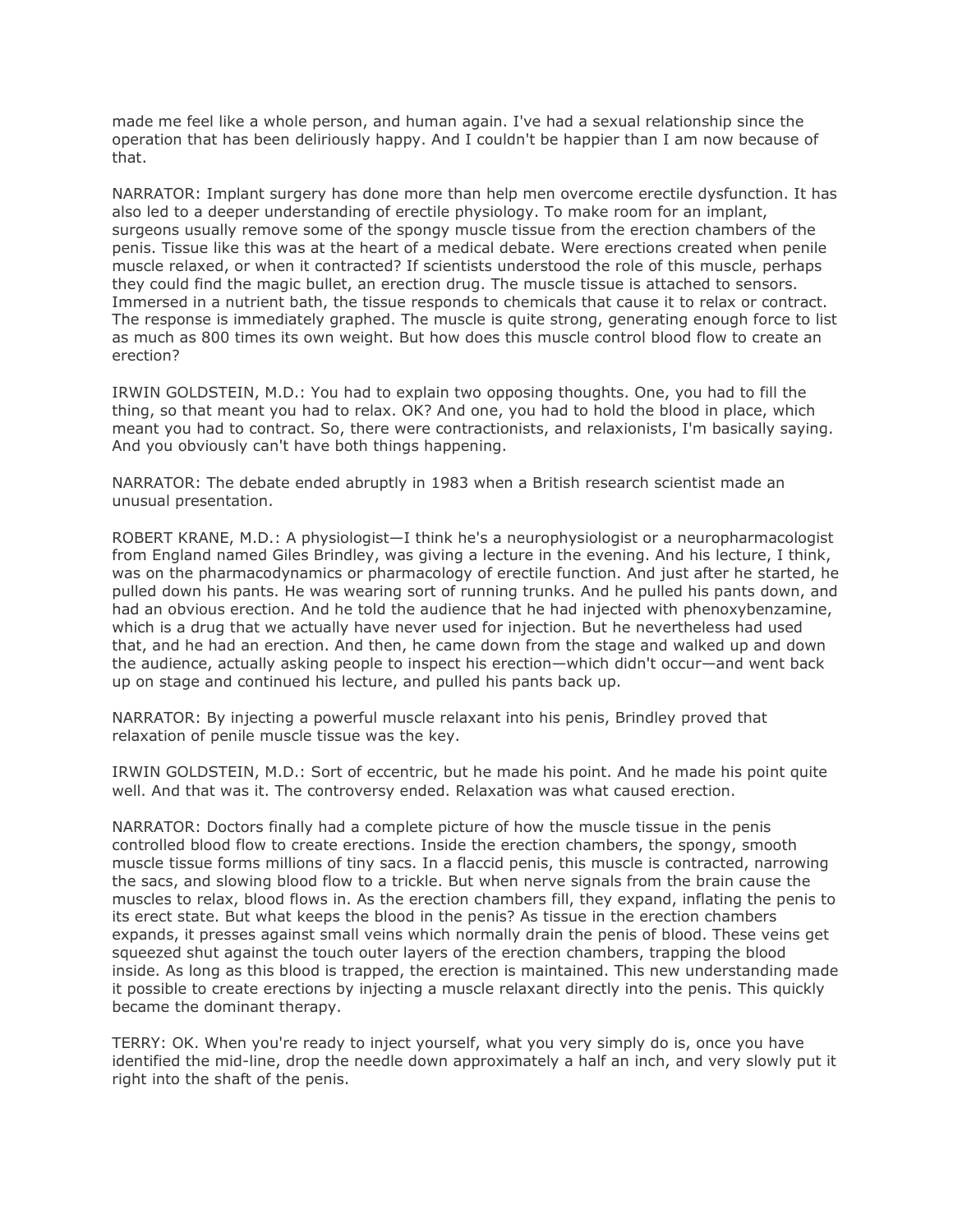made me feel like a whole person, and human again. I've had a sexual relationship since the operation that has been deliriously happy. And I couldn't be happier than I am now because of that.

NARRATOR: Implant surgery has done more than help men overcome erectile dysfunction. It has also led to a deeper understanding of erectile physiology. To make room for an implant, surgeons usually remove some of the spongy muscle tissue from the erection chambers of the penis. Tissue like this was at the heart of a medical debate. Were erections created when penile muscle relaxed, or when it contracted? If scientists understood the role of this muscle, perhaps they could find the magic bullet, an erection drug. The muscle tissue is attached to sensors. Immersed in a nutrient bath, the tissue responds to chemicals that cause it to relax or contract. The response is immediately graphed. The muscle is quite strong, generating enough force to list as much as 800 times its own weight. But how does this muscle control blood flow to create an erection?

IRWIN GOLDSTEIN, M.D.: You had to explain two opposing thoughts. One, you had to fill the thing, so that meant you had to relax. OK? And one, you had to hold the blood in place, which meant you had to contract. So, there were contractionists, and relaxionists, I'm basically saying. And you obviously can't have both things happening.

NARRATOR: The debate ended abruptly in 1983 when a British research scientist made an unusual presentation.

ROBERT KRANE, M.D.: A physiologist—I think he's a neurophysiologist or a neuropharmacologist from England named Giles Brindley, was giving a lecture in the evening. And his lecture, I think, was on the pharmacodynamics or pharmacology of erectile function. And just after he started, he pulled down his pants. He was wearing sort of running trunks. And he pulled his pants down, and had an obvious erection. And he told the audience that he had injected with phenoxybenzamine, which is a drug that we actually have never used for injection. But he nevertheless had used that, and he had an erection. And then, he came down from the stage and walked up and down the audience, actually asking people to inspect his erection—which didn't occur—and went back up on stage and continued his lecture, and pulled his pants back up.

NARRATOR: By injecting a powerful muscle relaxant into his penis, Brindley proved that relaxation of penile muscle tissue was the key.

IRWIN GOLDSTEIN, M.D.: Sort of eccentric, but he made his point. And he made his point quite well. And that was it. The controversy ended. Relaxation was what caused erection.

NARRATOR: Doctors finally had a complete picture of how the muscle tissue in the penis controlled blood flow to create erections. Inside the erection chambers, the spongy, smooth muscle tissue forms millions of tiny sacs. In a flaccid penis, this muscle is contracted, narrowing the sacs, and slowing blood flow to a trickle. But when nerve signals from the brain cause the muscles to relax, blood flows in. As the erection chambers fill, they expand, inflating the penis to its erect state. But what keeps the blood in the penis? As tissue in the erection chambers expands, it presses against small veins which normally drain the penis of blood. These veins get squeezed shut against the touch outer layers of the erection chambers, trapping the blood inside. As long as this blood is trapped, the erection is maintained. This new understanding made it possible to create erections by injecting a muscle relaxant directly into the penis. This quickly became the dominant therapy.

TERRY: OK. When you're ready to inject yourself, what you very simply do is, once you have identified the mid-line, drop the needle down approximately a half an inch, and very slowly put it right into the shaft of the penis.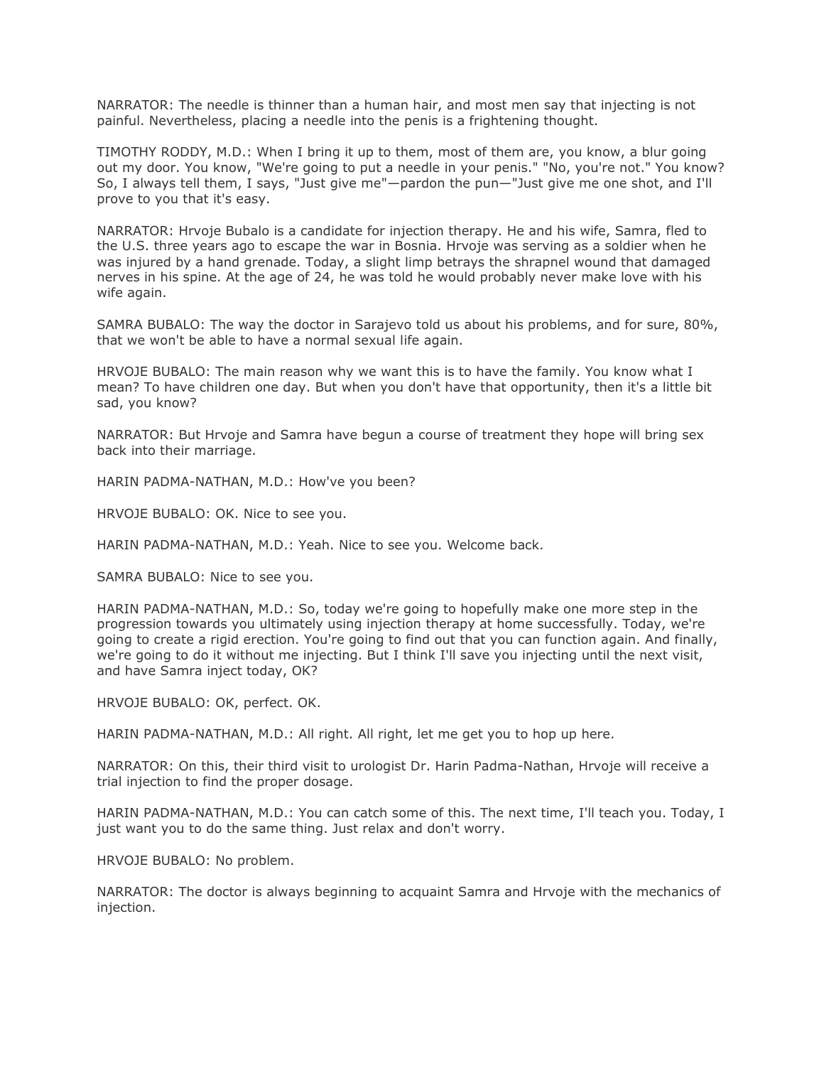NARRATOR: The needle is thinner than a human hair, and most men say that injecting is not painful. Nevertheless, placing a needle into the penis is a frightening thought.

TIMOTHY RODDY, M.D.: When I bring it up to them, most of them are, you know, a blur going out my door. You know, "We're going to put a needle in your penis." "No, you're not." You know? So, I always tell them, I says, "Just give me"—pardon the pun—"Just give me one shot, and I'll prove to you that it's easy.

NARRATOR: Hrvoje Bubalo is a candidate for injection therapy. He and his wife, Samra, fled to the U.S. three years ago to escape the war in Bosnia. Hrvoje was serving as a soldier when he was injured by a hand grenade. Today, a slight limp betrays the shrapnel wound that damaged nerves in his spine. At the age of 24, he was told he would probably never make love with his wife again.

SAMRA BUBALO: The way the doctor in Sarajevo told us about his problems, and for sure, 80%, that we won't be able to have a normal sexual life again.

HRVOJE BUBALO: The main reason why we want this is to have the family. You know what I mean? To have children one day. But when you don't have that opportunity, then it's a little bit sad, you know?

NARRATOR: But Hrvoje and Samra have begun a course of treatment they hope will bring sex back into their marriage.

HARIN PADMA-NATHAN, M.D.: How've you been?

HRVOJE BUBALO: OK. Nice to see you.

HARIN PADMA-NATHAN, M.D.: Yeah. Nice to see you. Welcome back.

SAMRA BUBALO: Nice to see you.

HARIN PADMA-NATHAN, M.D.: So, today we're going to hopefully make one more step in the progression towards you ultimately using injection therapy at home successfully. Today, we're going to create a rigid erection. You're going to find out that you can function again. And finally, we're going to do it without me injecting. But I think I'll save you injecting until the next visit, and have Samra inject today, OK?

HRVOJE BUBALO: OK, perfect. OK.

HARIN PADMA-NATHAN, M.D.: All right. All right, let me get you to hop up here.

NARRATOR: On this, their third visit to urologist Dr. Harin Padma-Nathan, Hrvoje will receive a trial injection to find the proper dosage.

HARIN PADMA-NATHAN, M.D.: You can catch some of this. The next time, I'll teach you. Today, I just want you to do the same thing. Just relax and don't worry.

HRVOJE BUBALO: No problem.

NARRATOR: The doctor is always beginning to acquaint Samra and Hrvoje with the mechanics of injection.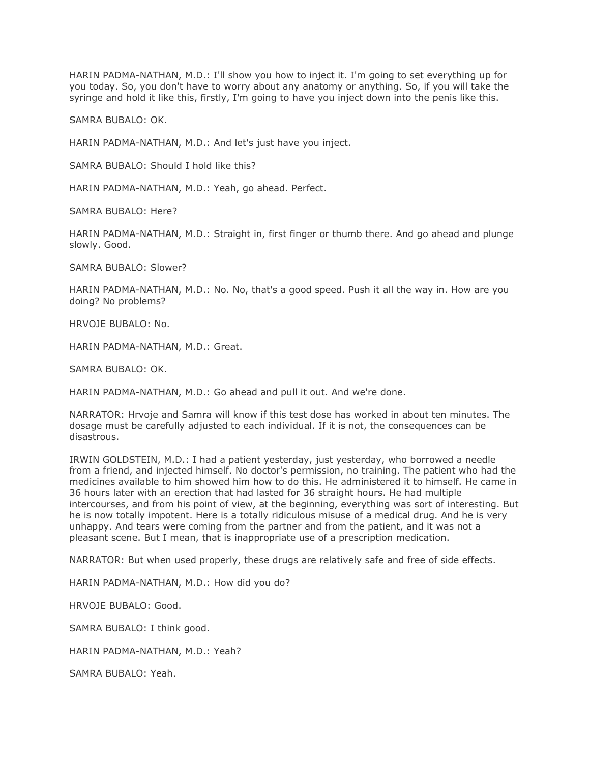HARIN PADMA-NATHAN, M.D.: I'll show you how to inject it. I'm going to set everything up for you today. So, you don't have to worry about any anatomy or anything. So, if you will take the syringe and hold it like this, firstly, I'm going to have you inject down into the penis like this.

SAMRA BUBALO: OK.

HARIN PADMA-NATHAN, M.D.: And let's just have you inject.

SAMRA BUBALO: Should I hold like this?

HARIN PADMA-NATHAN, M.D.: Yeah, go ahead. Perfect.

SAMRA BUBALO: Here?

HARIN PADMA-NATHAN, M.D.: Straight in, first finger or thumb there. And go ahead and plunge slowly. Good.

SAMRA BUBALO: Slower?

HARIN PADMA-NATHAN, M.D.: No. No, that's a good speed. Push it all the way in. How are you doing? No problems?

HRVOJE BUBALO: No.

HARIN PADMA-NATHAN, M.D.: Great.

SAMRA BUBALO: OK.

HARIN PADMA-NATHAN, M.D.: Go ahead and pull it out. And we're done.

NARRATOR: Hrvoje and Samra will know if this test dose has worked in about ten minutes. The dosage must be carefully adjusted to each individual. If it is not, the consequences can be disastrous.

IRWIN GOLDSTEIN, M.D.: I had a patient yesterday, just yesterday, who borrowed a needle from a friend, and injected himself. No doctor's permission, no training. The patient who had the medicines available to him showed him how to do this. He administered it to himself. He came in 36 hours later with an erection that had lasted for 36 straight hours. He had multiple intercourses, and from his point of view, at the beginning, everything was sort of interesting. But he is now totally impotent. Here is a totally ridiculous misuse of a medical drug. And he is very unhappy. And tears were coming from the partner and from the patient, and it was not a pleasant scene. But I mean, that is inappropriate use of a prescription medication.

NARRATOR: But when used properly, these drugs are relatively safe and free of side effects.

HARIN PADMA-NATHAN, M.D.: How did you do?

HRVOJE BUBALO: Good.

SAMRA BUBALO: I think good.

HARIN PADMA-NATHAN, M.D.: Yeah?

SAMRA BUBALO: Yeah.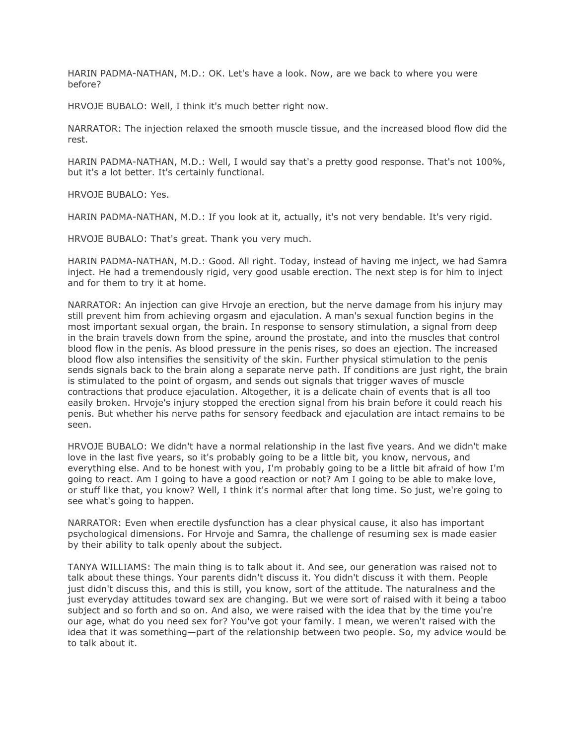HARIN PADMA-NATHAN, M.D.: OK. Let's have a look. Now, are we back to where you were before?

HRVOJE BUBALO: Well, I think it's much better right now.

NARRATOR: The injection relaxed the smooth muscle tissue, and the increased blood flow did the rest.

HARIN PADMA-NATHAN, M.D.: Well, I would say that's a pretty good response. That's not 100%, but it's a lot better. It's certainly functional.

HRVOJE BUBALO: Yes.

HARIN PADMA-NATHAN, M.D.: If you look at it, actually, it's not very bendable. It's very rigid.

HRVOJE BUBALO: That's great. Thank you very much.

HARIN PADMA-NATHAN, M.D.: Good. All right. Today, instead of having me inject, we had Samra inject. He had a tremendously rigid, very good usable erection. The next step is for him to inject and for them to try it at home.

NARRATOR: An injection can give Hrvoje an erection, but the nerve damage from his injury may still prevent him from achieving orgasm and ejaculation. A man's sexual function begins in the most important sexual organ, the brain. In response to sensory stimulation, a signal from deep in the brain travels down from the spine, around the prostate, and into the muscles that control blood flow in the penis. As blood pressure in the penis rises, so does an ejection. The increased blood flow also intensifies the sensitivity of the skin. Further physical stimulation to the penis sends signals back to the brain along a separate nerve path. If conditions are just right, the brain is stimulated to the point of orgasm, and sends out signals that trigger waves of muscle contractions that produce ejaculation. Altogether, it is a delicate chain of events that is all too easily broken. Hrvoje's injury stopped the erection signal from his brain before it could reach his penis. But whether his nerve paths for sensory feedback and ejaculation are intact remains to be seen.

HRVOJE BUBALO: We didn't have a normal relationship in the last five years. And we didn't make love in the last five years, so it's probably going to be a little bit, you know, nervous, and everything else. And to be honest with you, I'm probably going to be a little bit afraid of how I'm going to react. Am I going to have a good reaction or not? Am I going to be able to make love, or stuff like that, you know? Well, I think it's normal after that long time. So just, we're going to see what's going to happen.

NARRATOR: Even when erectile dysfunction has a clear physical cause, it also has important psychological dimensions. For Hrvoje and Samra, the challenge of resuming sex is made easier by their ability to talk openly about the subject.

TANYA WILLIAMS: The main thing is to talk about it. And see, our generation was raised not to talk about these things. Your parents didn't discuss it. You didn't discuss it with them. People just didn't discuss this, and this is still, you know, sort of the attitude. The naturalness and the just everyday attitudes toward sex are changing. But we were sort of raised with it being a taboo subject and so forth and so on. And also, we were raised with the idea that by the time you're our age, what do you need sex for? You've got your family. I mean, we weren't raised with the idea that it was something—part of the relationship between two people. So, my advice would be to talk about it.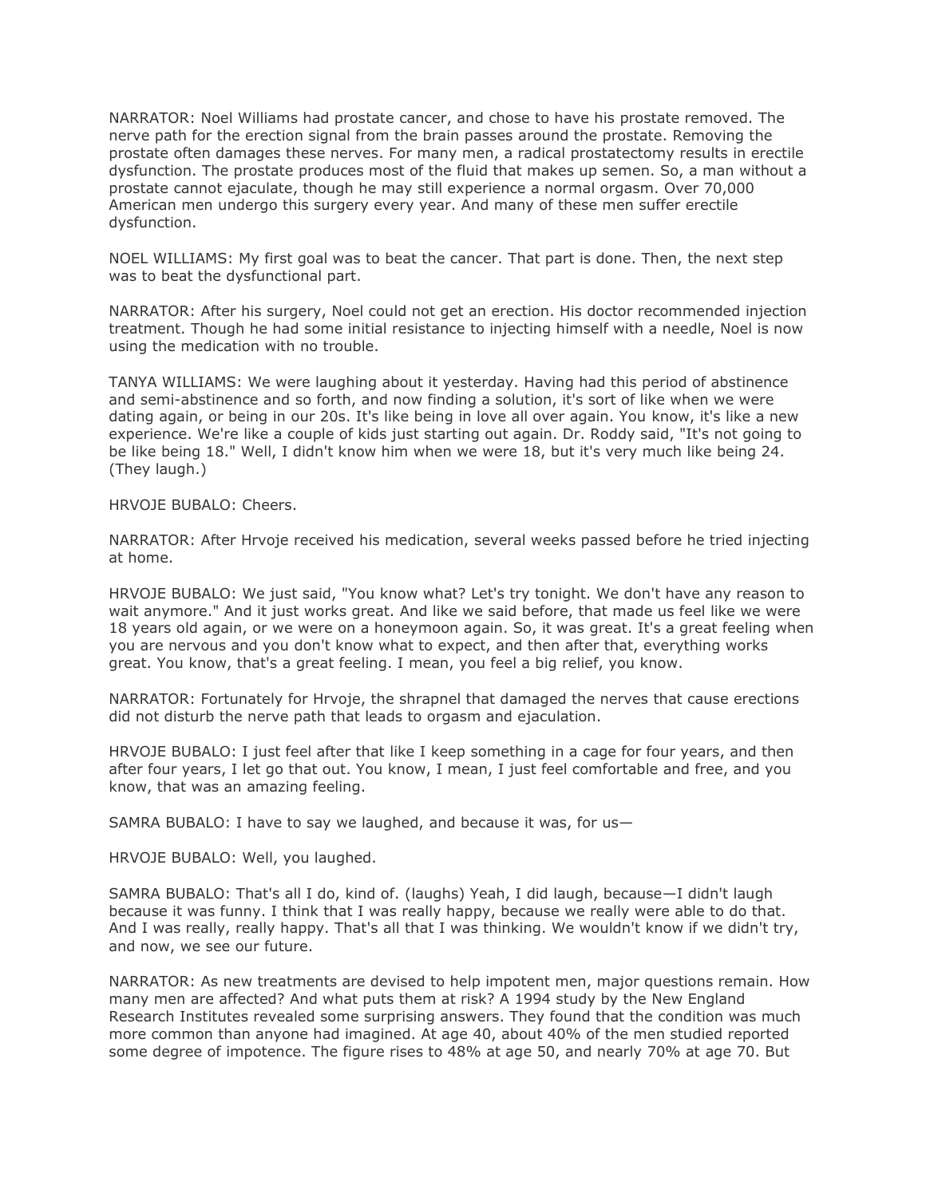NARRATOR: Noel Williams had prostate cancer, and chose to have his prostate removed. The nerve path for the erection signal from the brain passes around the prostate. Removing the prostate often damages these nerves. For many men, a radical prostatectomy results in erectile dysfunction. The prostate produces most of the fluid that makes up semen. So, a man without a prostate cannot ejaculate, though he may still experience a normal orgasm. Over 70,000 American men undergo this surgery every year. And many of these men suffer erectile dysfunction.

NOEL WILLIAMS: My first goal was to beat the cancer. That part is done. Then, the next step was to beat the dysfunctional part.

NARRATOR: After his surgery, Noel could not get an erection. His doctor recommended injection treatment. Though he had some initial resistance to injecting himself with a needle, Noel is now using the medication with no trouble.

TANYA WILLIAMS: We were laughing about it yesterday. Having had this period of abstinence and semi-abstinence and so forth, and now finding a solution, it's sort of like when we were dating again, or being in our 20s. It's like being in love all over again. You know, it's like a new experience. We're like a couple of kids just starting out again. Dr. Roddy said, "It's not going to be like being 18." Well, I didn't know him when we were 18, but it's very much like being 24. (They laugh.)

HRVOJE BUBALO: Cheers.

NARRATOR: After Hrvoje received his medication, several weeks passed before he tried injecting at home.

HRVOJE BUBALO: We just said, "You know what? Let's try tonight. We don't have any reason to wait anymore." And it just works great. And like we said before, that made us feel like we were 18 years old again, or we were on a honeymoon again. So, it was great. It's a great feeling when you are nervous and you don't know what to expect, and then after that, everything works great. You know, that's a great feeling. I mean, you feel a big relief, you know.

NARRATOR: Fortunately for Hrvoje, the shrapnel that damaged the nerves that cause erections did not disturb the nerve path that leads to orgasm and ejaculation.

HRVOJE BUBALO: I just feel after that like I keep something in a cage for four years, and then after four years, I let go that out. You know, I mean, I just feel comfortable and free, and you know, that was an amazing feeling.

SAMRA BUBALO: I have to say we laughed, and because it was, for us—

HRVOJE BUBALO: Well, you laughed.

SAMRA BUBALO: That's all I do, kind of. (laughs) Yeah, I did laugh, because—I didn't laugh because it was funny. I think that I was really happy, because we really were able to do that. And I was really, really happy. That's all that I was thinking. We wouldn't know if we didn't try, and now, we see our future.

NARRATOR: As new treatments are devised to help impotent men, major questions remain. How many men are affected? And what puts them at risk? A 1994 study by the New England Research Institutes revealed some surprising answers. They found that the condition was much more common than anyone had imagined. At age 40, about 40% of the men studied reported some degree of impotence. The figure rises to 48% at age 50, and nearly 70% at age 70. But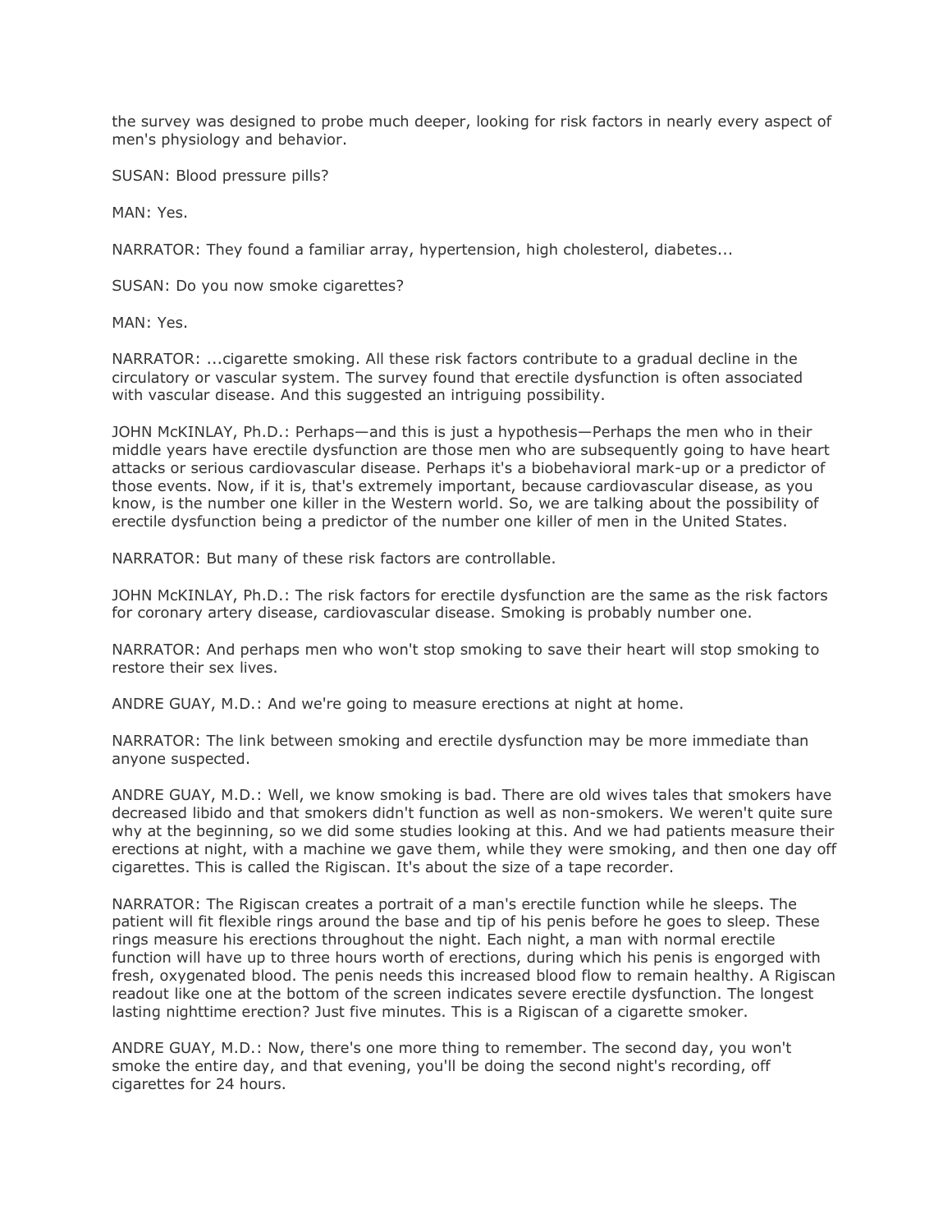the survey was designed to probe much deeper, looking for risk factors in nearly every aspect of men's physiology and behavior.

SUSAN: Blood pressure pills?

MAN: Yes.

NARRATOR: They found a familiar array, hypertension, high cholesterol, diabetes...

SUSAN: Do you now smoke cigarettes?

MAN: Yes.

NARRATOR: ...cigarette smoking. All these risk factors contribute to a gradual decline in the circulatory or vascular system. The survey found that erectile dysfunction is often associated with vascular disease. And this suggested an intriguing possibility.

JOHN McKINLAY, Ph.D.: Perhaps—and this is just a hypothesis—Perhaps the men who in their middle years have erectile dysfunction are those men who are subsequently going to have heart attacks or serious cardiovascular disease. Perhaps it's a biobehavioral mark-up or a predictor of those events. Now, if it is, that's extremely important, because cardiovascular disease, as you know, is the number one killer in the Western world. So, we are talking about the possibility of erectile dysfunction being a predictor of the number one killer of men in the United States.

NARRATOR: But many of these risk factors are controllable.

JOHN McKINLAY, Ph.D.: The risk factors for erectile dysfunction are the same as the risk factors for coronary artery disease, cardiovascular disease. Smoking is probably number one.

NARRATOR: And perhaps men who won't stop smoking to save their heart will stop smoking to restore their sex lives.

ANDRE GUAY, M.D.: And we're going to measure erections at night at home.

NARRATOR: The link between smoking and erectile dysfunction may be more immediate than anyone suspected.

ANDRE GUAY, M.D.: Well, we know smoking is bad. There are old wives tales that smokers have decreased libido and that smokers didn't function as well as non-smokers. We weren't quite sure why at the beginning, so we did some studies looking at this. And we had patients measure their erections at night, with a machine we gave them, while they were smoking, and then one day off cigarettes. This is called the Rigiscan. It's about the size of a tape recorder.

NARRATOR: The Rigiscan creates a portrait of a man's erectile function while he sleeps. The patient will fit flexible rings around the base and tip of his penis before he goes to sleep. These rings measure his erections throughout the night. Each night, a man with normal erectile function will have up to three hours worth of erections, during which his penis is engorged with fresh, oxygenated blood. The penis needs this increased blood flow to remain healthy. A Rigiscan readout like one at the bottom of the screen indicates severe erectile dysfunction. The longest lasting nighttime erection? Just five minutes. This is a Rigiscan of a cigarette smoker.

ANDRE GUAY, M.D.: Now, there's one more thing to remember. The second day, you won't smoke the entire day, and that evening, you'll be doing the second night's recording, off cigarettes for 24 hours.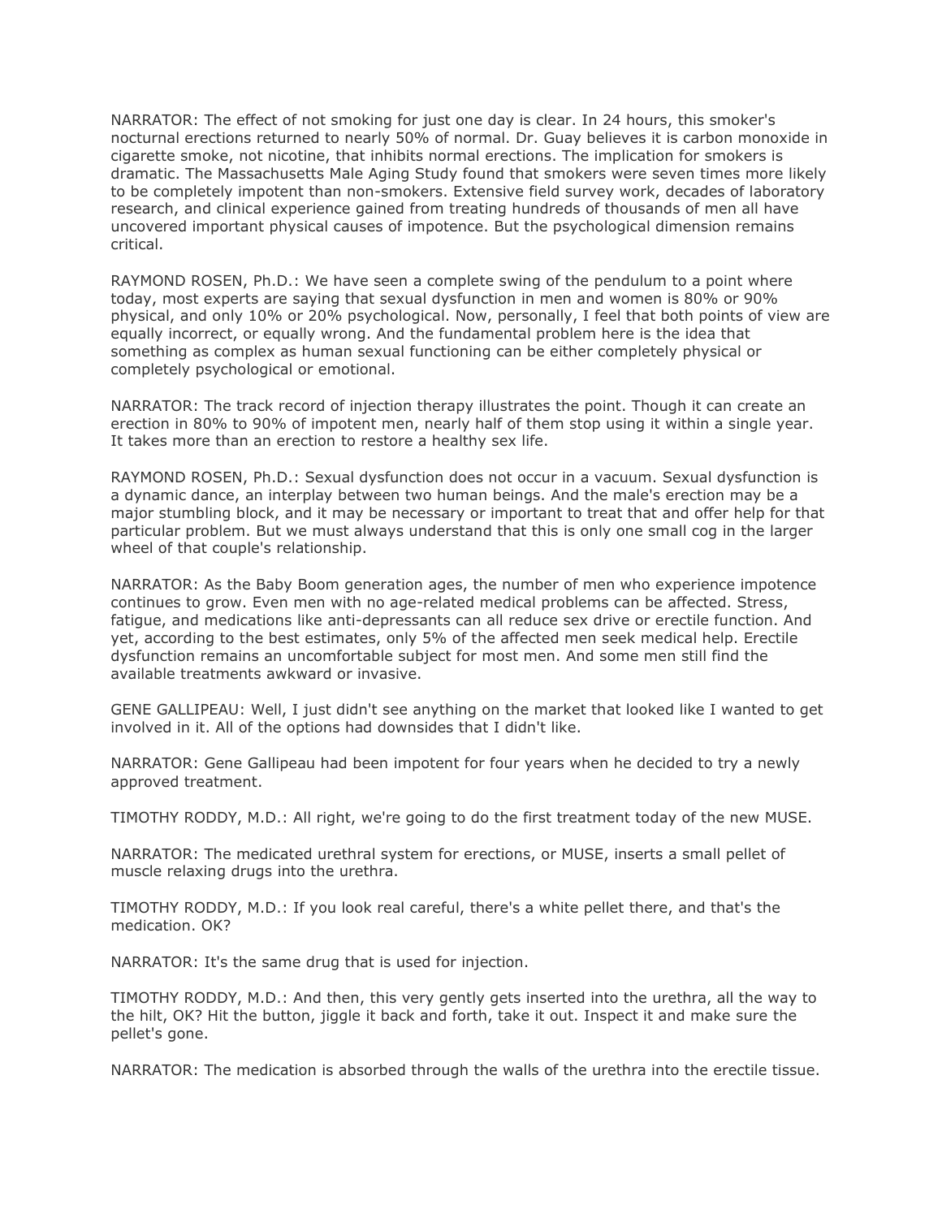NARRATOR: The effect of not smoking for just one day is clear. In 24 hours, this smoker's nocturnal erections returned to nearly 50% of normal. Dr. Guay believes it is carbon monoxide in cigarette smoke, not nicotine, that inhibits normal erections. The implication for smokers is dramatic. The Massachusetts Male Aging Study found that smokers were seven times more likely to be completely impotent than non-smokers. Extensive field survey work, decades of laboratory research, and clinical experience gained from treating hundreds of thousands of men all have uncovered important physical causes of impotence. But the psychological dimension remains critical.

RAYMOND ROSEN, Ph.D.: We have seen a complete swing of the pendulum to a point where today, most experts are saying that sexual dysfunction in men and women is 80% or 90% physical, and only 10% or 20% psychological. Now, personally, I feel that both points of view are equally incorrect, or equally wrong. And the fundamental problem here is the idea that something as complex as human sexual functioning can be either completely physical or completely psychological or emotional.

NARRATOR: The track record of injection therapy illustrates the point. Though it can create an erection in 80% to 90% of impotent men, nearly half of them stop using it within a single year. It takes more than an erection to restore a healthy sex life.

RAYMOND ROSEN, Ph.D.: Sexual dysfunction does not occur in a vacuum. Sexual dysfunction is a dynamic dance, an interplay between two human beings. And the male's erection may be a major stumbling block, and it may be necessary or important to treat that and offer help for that particular problem. But we must always understand that this is only one small cog in the larger wheel of that couple's relationship.

NARRATOR: As the Baby Boom generation ages, the number of men who experience impotence continues to grow. Even men with no age-related medical problems can be affected. Stress, fatigue, and medications like anti-depressants can all reduce sex drive or erectile function. And yet, according to the best estimates, only 5% of the affected men seek medical help. Erectile dysfunction remains an uncomfortable subject for most men. And some men still find the available treatments awkward or invasive.

GENE GALLIPEAU: Well, I just didn't see anything on the market that looked like I wanted to get involved in it. All of the options had downsides that I didn't like.

NARRATOR: Gene Gallipeau had been impotent for four years when he decided to try a newly approved treatment.

TIMOTHY RODDY, M.D.: All right, we're going to do the first treatment today of the new MUSE.

NARRATOR: The medicated urethral system for erections, or MUSE, inserts a small pellet of muscle relaxing drugs into the urethra.

TIMOTHY RODDY, M.D.: If you look real careful, there's a white pellet there, and that's the medication. OK?

NARRATOR: It's the same drug that is used for injection.

TIMOTHY RODDY, M.D.: And then, this very gently gets inserted into the urethra, all the way to the hilt, OK? Hit the button, jiggle it back and forth, take it out. Inspect it and make sure the pellet's gone.

NARRATOR: The medication is absorbed through the walls of the urethra into the erectile tissue.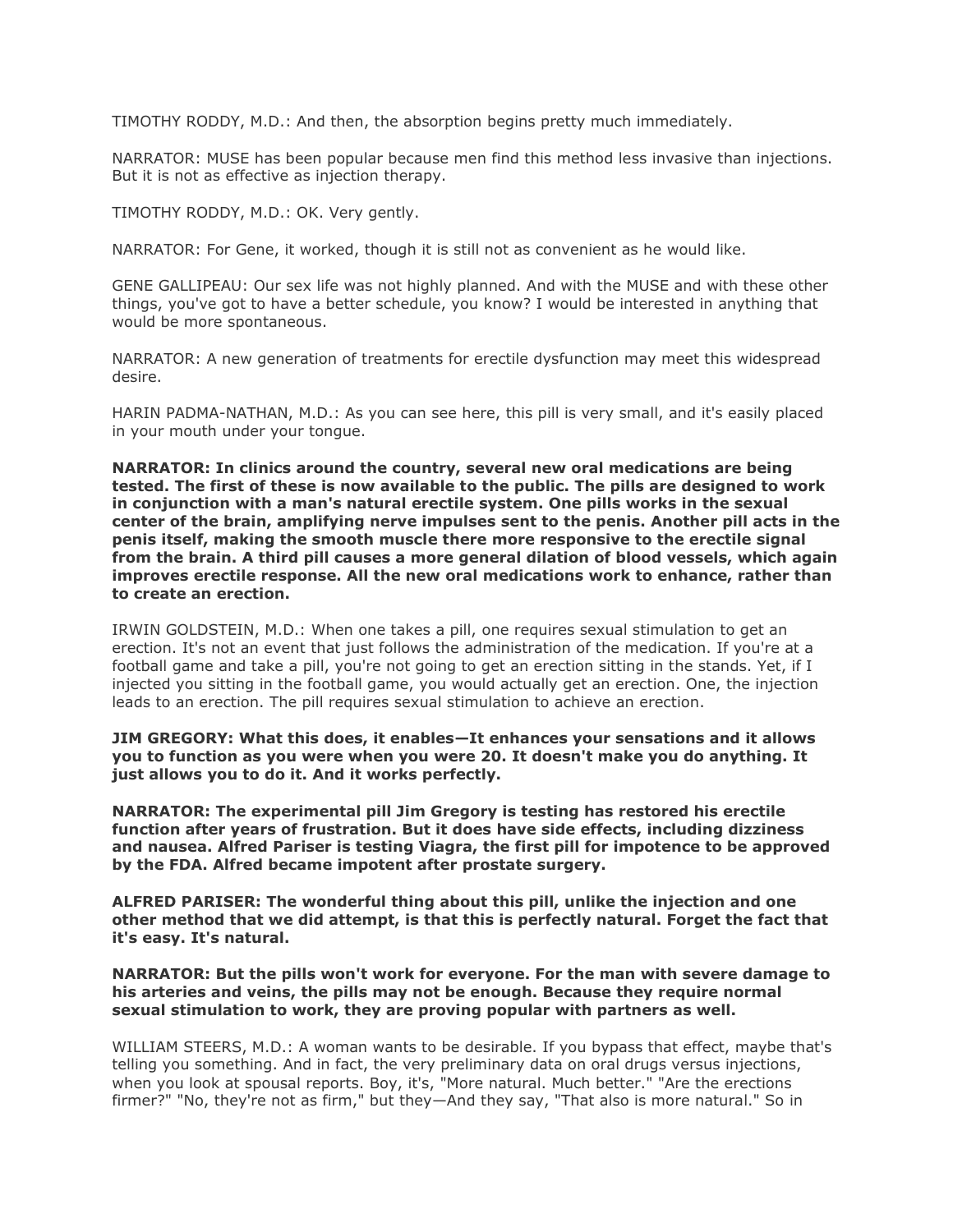TIMOTHY RODDY, M.D.: And then, the absorption begins pretty much immediately.

NARRATOR: MUSE has been popular because men find this method less invasive than injections. But it is not as effective as injection therapy.

TIMOTHY RODDY, M.D.: OK. Very gently.

NARRATOR: For Gene, it worked, though it is still not as convenient as he would like.

GENE GALLIPEAU: Our sex life was not highly planned. And with the MUSE and with these other things, you've got to have a better schedule, you know? I would be interested in anything that would be more spontaneous.

NARRATOR: A new generation of treatments for erectile dysfunction may meet this widespread desire.

HARIN PADMA-NATHAN, M.D.: As you can see here, this pill is very small, and it's easily placed in your mouth under your tongue.

**NARRATOR: In clinics around the country, several new oral medications are being tested. The first of these is now available to the public. The pills are designed to work in conjunction with a man's natural erectile system. One pills works in the sexual center of the brain, amplifying nerve impulses sent to the penis. Another pill acts in the penis itself, making the smooth muscle there more responsive to the erectile signal from the brain. A third pill causes a more general dilation of blood vessels, which again improves erectile response. All the new oral medications work to enhance, rather than to create an erection.**

IRWIN GOLDSTEIN, M.D.: When one takes a pill, one requires sexual stimulation to get an erection. It's not an event that just follows the administration of the medication. If you're at a football game and take a pill, you're not going to get an erection sitting in the stands. Yet, if I injected you sitting in the football game, you would actually get an erection. One, the injection leads to an erection. The pill requires sexual stimulation to achieve an erection.

**JIM GREGORY: What this does, it enables—It enhances your sensations and it allows you to function as you were when you were 20. It doesn't make you do anything. It just allows you to do it. And it works perfectly.**

**NARRATOR: The experimental pill Jim Gregory is testing has restored his erectile function after years of frustration. But it does have side effects, including dizziness and nausea. Alfred Pariser is testing Viagra, the first pill for impotence to be approved by the FDA. Alfred became impotent after prostate surgery.**

**ALFRED PARISER: The wonderful thing about this pill, unlike the injection and one other method that we did attempt, is that this is perfectly natural. Forget the fact that it's easy. It's natural.**

**NARRATOR: But the pills won't work for everyone. For the man with severe damage to his arteries and veins, the pills may not be enough. Because they require normal sexual stimulation to work, they are proving popular with partners as well.**

WILLIAM STEERS, M.D.: A woman wants to be desirable. If you bypass that effect, maybe that's telling you something. And in fact, the very preliminary data on oral drugs versus injections, when you look at spousal reports. Boy, it's, "More natural. Much better." "Are the erections firmer?" "No, they're not as firm," but they—And they say, "That also is more natural." So in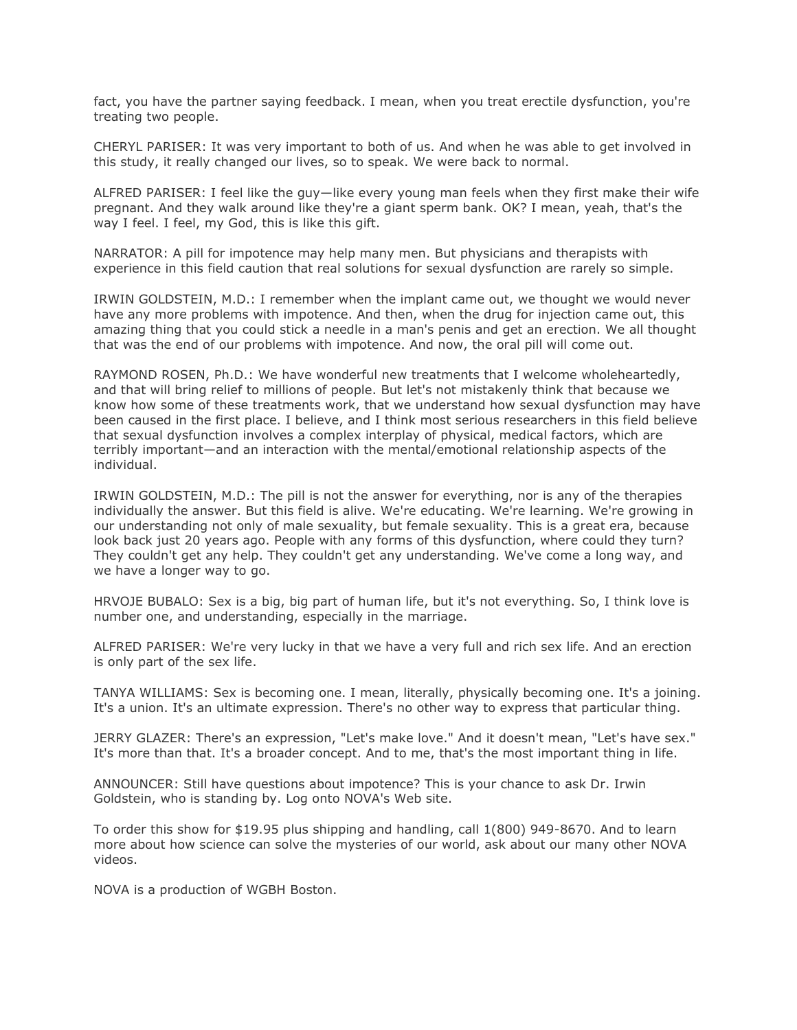fact, you have the partner saying feedback. I mean, when you treat erectile dysfunction, you're treating two people.

CHERYL PARISER: It was very important to both of us. And when he was able to get involved in this study, it really changed our lives, so to speak. We were back to normal.

ALFRED PARISER: I feel like the guy—like every young man feels when they first make their wife pregnant. And they walk around like they're a giant sperm bank. OK? I mean, yeah, that's the way I feel. I feel, my God, this is like this gift.

NARRATOR: A pill for impotence may help many men. But physicians and therapists with experience in this field caution that real solutions for sexual dysfunction are rarely so simple.

IRWIN GOLDSTEIN, M.D.: I remember when the implant came out, we thought we would never have any more problems with impotence. And then, when the drug for injection came out, this amazing thing that you could stick a needle in a man's penis and get an erection. We all thought that was the end of our problems with impotence. And now, the oral pill will come out.

RAYMOND ROSEN, Ph.D.: We have wonderful new treatments that I welcome wholeheartedly, and that will bring relief to millions of people. But let's not mistakenly think that because we know how some of these treatments work, that we understand how sexual dysfunction may have been caused in the first place. I believe, and I think most serious researchers in this field believe that sexual dysfunction involves a complex interplay of physical, medical factors, which are terribly important—and an interaction with the mental/emotional relationship aspects of the individual.

IRWIN GOLDSTEIN, M.D.: The pill is not the answer for everything, nor is any of the therapies individually the answer. But this field is alive. We're educating. We're learning. We're growing in our understanding not only of male sexuality, but female sexuality. This is a great era, because look back just 20 years ago. People with any forms of this dysfunction, where could they turn? They couldn't get any help. They couldn't get any understanding. We've come a long way, and we have a longer way to go.

HRVOJE BUBALO: Sex is a big, big part of human life, but it's not everything. So, I think love is number one, and understanding, especially in the marriage.

ALFRED PARISER: We're very lucky in that we have a very full and rich sex life. And an erection is only part of the sex life.

TANYA WILLIAMS: Sex is becoming one. I mean, literally, physically becoming one. It's a joining. It's a union. It's an ultimate expression. There's no other way to express that particular thing.

JERRY GLAZER: There's an expression, "Let's make love." And it doesn't mean, "Let's have sex." It's more than that. It's a broader concept. And to me, that's the most important thing in life.

ANNOUNCER: Still have questions about impotence? This is your chance to ask Dr. Irwin Goldstein, who is standing by. Log onto NOVA's Web site.

To order this show for $19.95 plus shipping and handling, call 1(800) 949-8670. And to learn more about how science can solve the mysteries of our world, ask about our many other NOVA videos.

NOVA is a production of WGBH Boston.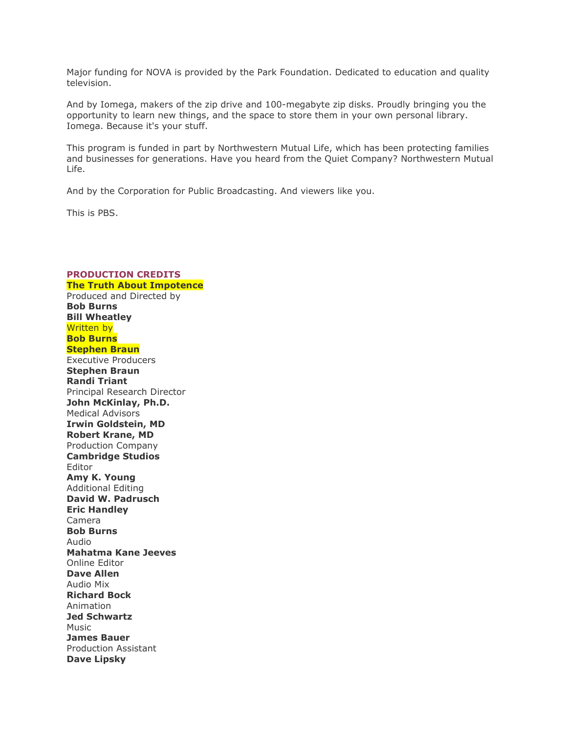Major funding for NOVA is provided by the Park Foundation. Dedicated to education and quality television.

And by Iomega, makers of the zip drive and 100-megabyte zip disks. Proudly bringing you the opportunity to learn new things, and the space to store them in your own personal library. Iomega. Because it's your stuff.

This program is funded in part by Northwestern Mutual Life, which has been protecting families and businesses for generations. Have you heard from the Quiet Company? Northwestern Mutual Life.

And by the Corporation for Public Broadcasting. And viewers like you.

This is PBS.

## PRODUCTION CREDITS

**The Truth About Impotence**

Produced and Directed by
**Bob Burns**
**Bill Wheatley**

Written by
**Bob Burns**
**Stephen Braun**

Executive Producers
**Stephen Braun**
**Randi Triant**

Principal Research Director
**John McKinlay, Ph.D.**

Medical Advisors
**Irwin Goldstein, MD**
**Robert Krane, MD**

Production Company
**Cambridge Studios**

Editor
**Amy K. Young**

Additional Editing
**David W. Padrusch**
**Eric Handley**

Camera
**Bob Burns**

Audio
**Mahatma Kane Jeeves**

Online Editor
**Dave Allen**

Audio Mix
**Richard Bock**

Animation
**Jed Schwartz**

Music
**James Bauer**

Production Assistant
**Dave Lipsky**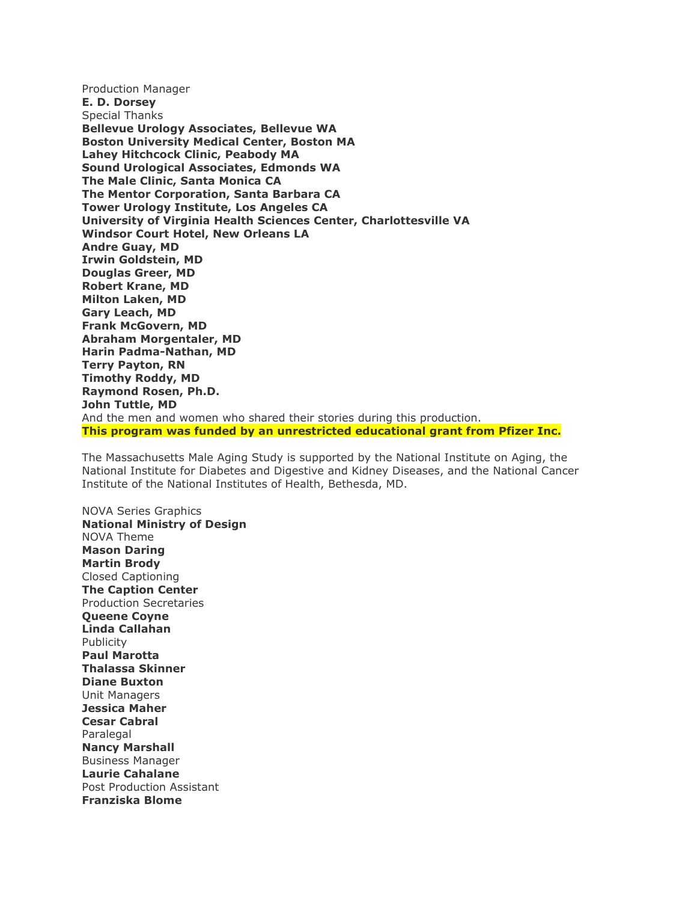Production Manager
**E. D. Dorsey**
Special Thanks
**Bellevue Urology Associates, Bellevue WA**
**Boston University Medical Center, Boston MA**
**Lahey Hitchcock Clinic, Peabody MA**
**Sound Urological Associates, Edmonds WA**
**The Male Clinic, Santa Monica CA**
**The Mentor Corporation, Santa Barbara CA**
**Tower Urology Institute, Los Angeles CA**
**University of Virginia Health Sciences Center, Charlottesville VA**
**Windsor Court Hotel, New Orleans LA**
**Andre Guay, MD**
**Irwin Goldstein, MD**
**Douglas Greer, MD**
**Robert Krane, MD**
**Milton Laken, MD**
**Gary Leach, MD**
**Frank McGovern, MD**
**Abraham Morgentaler, MD**
**Harin Padma-Nathan, MD**
**Terry Payton, RN**
**Timothy Roddy, MD**
**Raymond Rosen, Ph.D.**
**John Tuttle, MD**
And the men and women who shared their stories during this production.
**This program was funded by an unrestricted educational grant from Pfizer Inc.**

The Massachusetts Male Aging Study is supported by the National Institute on Aging, the National Institute for Diabetes and Digestive and Kidney Diseases, and the National Cancer Institute of the National Institutes of Health, Bethesda, MD.

NOVA Series Graphics
**National Ministry of Design**
NOVA Theme
**Mason Daring**
**Martin Brody**
Closed Captioning
**The Caption Center**
Production Secretaries
**Queene Coyne**
**Linda Callahan**
Publicity
**Paul Marotta**
**Thalassa Skinner**
**Diane Buxton**
Unit Managers
**Jessica Maher**
**Cesar Cabral**
Paralegal
**Nancy Marshall**
Business Manager
**Laurie Cahalane**
Post Production Assistant
**Franziska Blome**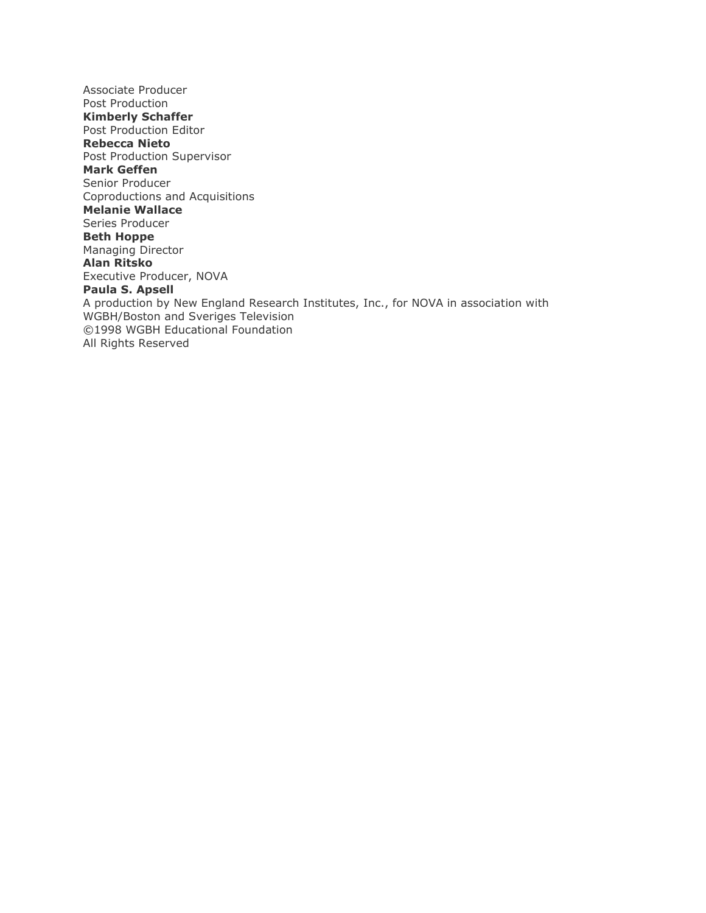Associate Producer  
Post Production  
**Kimberly Schaffer**  
Post Production Editor  
**Rebecca Nieto**  
Post Production Supervisor  
**Mark Geffen**  
Senior Producer  
Coproductions and Acquisitions  
**Melanie Wallace**  
Series Producer  
**Beth Hoppe**  
Managing Director  
**Alan Ritsko**  
Executive Producer, NOVA  
**Paula S. Apsell**  
A production by New England Research Institutes, Inc., for NOVA in association with WGBH/Boston and Sveriges Television  
©1998 WGBH Educational Foundation  
All Rights Reserved